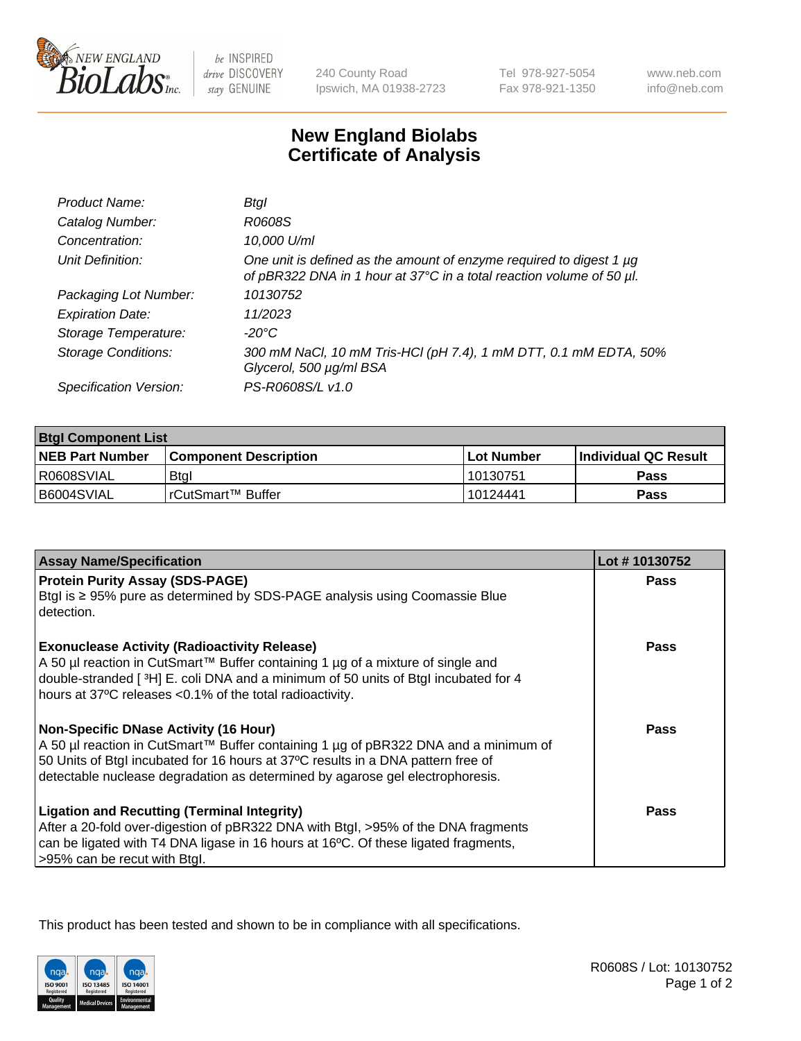New England BioLabs Inc. — be INSPIRED drive DISCOVERY stay GENUINE

240 County Road
Ipswich, MA 01938-2723

Tel 978-927-5054
Fax 978-921-1350

www.neb.com
info@neb.com

# New England Biolabs
# Certificate of Analysis

| | |
|---|---|
| *Product Name:* | *BtgI* |
| *Catalog Number:* | *R0608S* |
| *Concentration:* | *10,000 U/ml* |
| *Unit Definition:* | *One unit is defined as the amount of enzyme required to digest 1 µg of pBR322 DNA in 1 hour at 37°C in a total reaction volume of 50 µl.* |
| *Packaging Lot Number:* | *10130752* |
| *Expiration Date:* | *11/2023* |
| *Storage Temperature:* | *-20°C* |
| *Storage Conditions:* | *300 mM NaCl, 10 mM Tris-HCl (pH 7.4), 1 mM DTT, 0.1 mM EDTA, 50% Glycerol, 500 µg/ml BSA* |
| *Specification Version:* | *PS-R0608S/L v1.0* |

| **BtgI Component List** | | | |
|---|---|---|---|
| **NEB Part Number** | **Component Description** | **Lot Number** | **Individual QC Result** |
| R0608SVIAL | BtgI | 10130751 | **Pass** |
| B6004SVIAL | rCutSmart™ Buffer | 10124441 | **Pass** |

| **Assay Name/Specification** | **Lot # 10130752** |
|---|---|
| **Protein Purity Assay (SDS-PAGE)**<br>BtgI is ≥ 95% pure as determined by SDS-PAGE analysis using Coomassie Blue detection. | **Pass** |
| **Exonuclease Activity (Radioactivity Release)**<br>A 50 µl reaction in CutSmart™ Buffer containing 1 µg of a mixture of single and double-stranded [ $^{3}$H] E. coli DNA and a minimum of 50 units of BtgI incubated for 4 hours at 37ºC releases <0.1% of the total radioactivity. | **Pass** |
| **Non-Specific DNase Activity (16 Hour)**<br>A 50 µl reaction in CutSmart™ Buffer containing 1 µg of pBR322 DNA and a minimum of 50 Units of BtgI incubated for 16 hours at 37ºC results in a DNA pattern free of detectable nuclease degradation as determined by agarose gel electrophoresis. | **Pass** |
| **Ligation and Recutting (Terminal Integrity)**<br>After a 20-fold over-digestion of pBR322 DNA with BtgI, >95% of the DNA fragments can be ligated with T4 DNA ligase in 16 hours at 16ºC. Of these ligated fragments, >95% can be recut with BtgI. | **Pass** |

This product has been tested and shown to be in compliance with all specifications.

R0608S / Lot: 10130752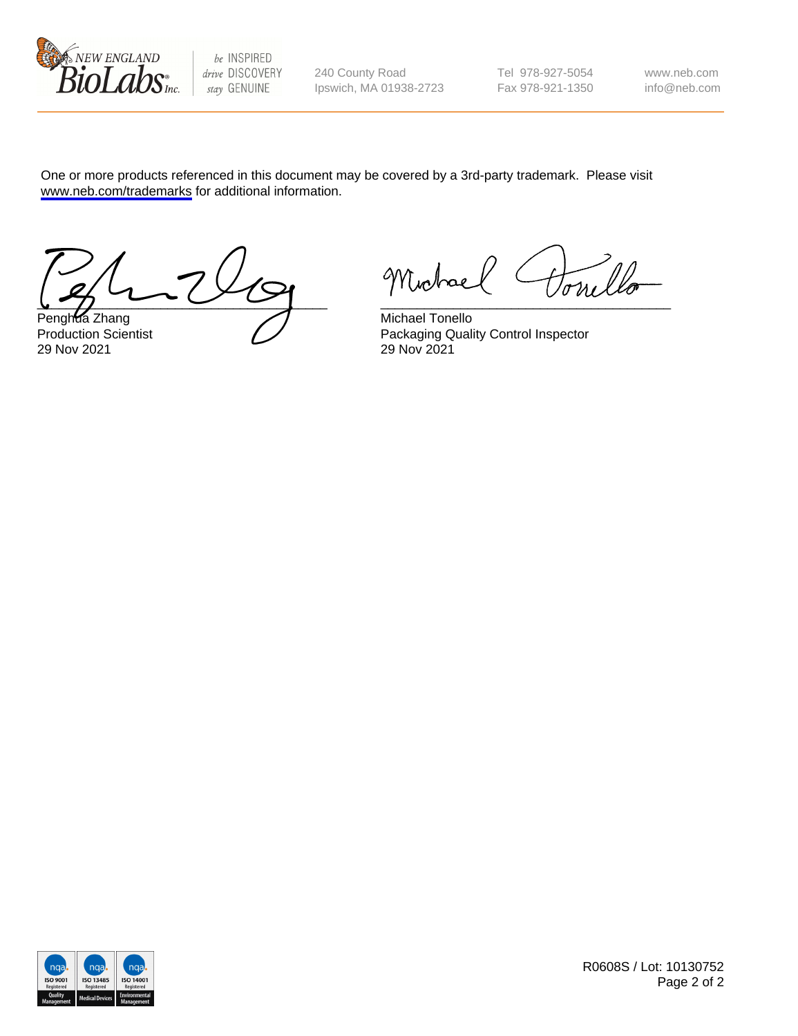One or more products referenced in this document may be covered by a 3rd-party trademark. Please visit www.neb.com/trademarks for additional information.

Penghua Zhang
Production Scientist
29 Nov 2021

Michael Tonello
Packaging Quality Control Inspector
29 Nov 2021

R0608S / Lot: 10130752